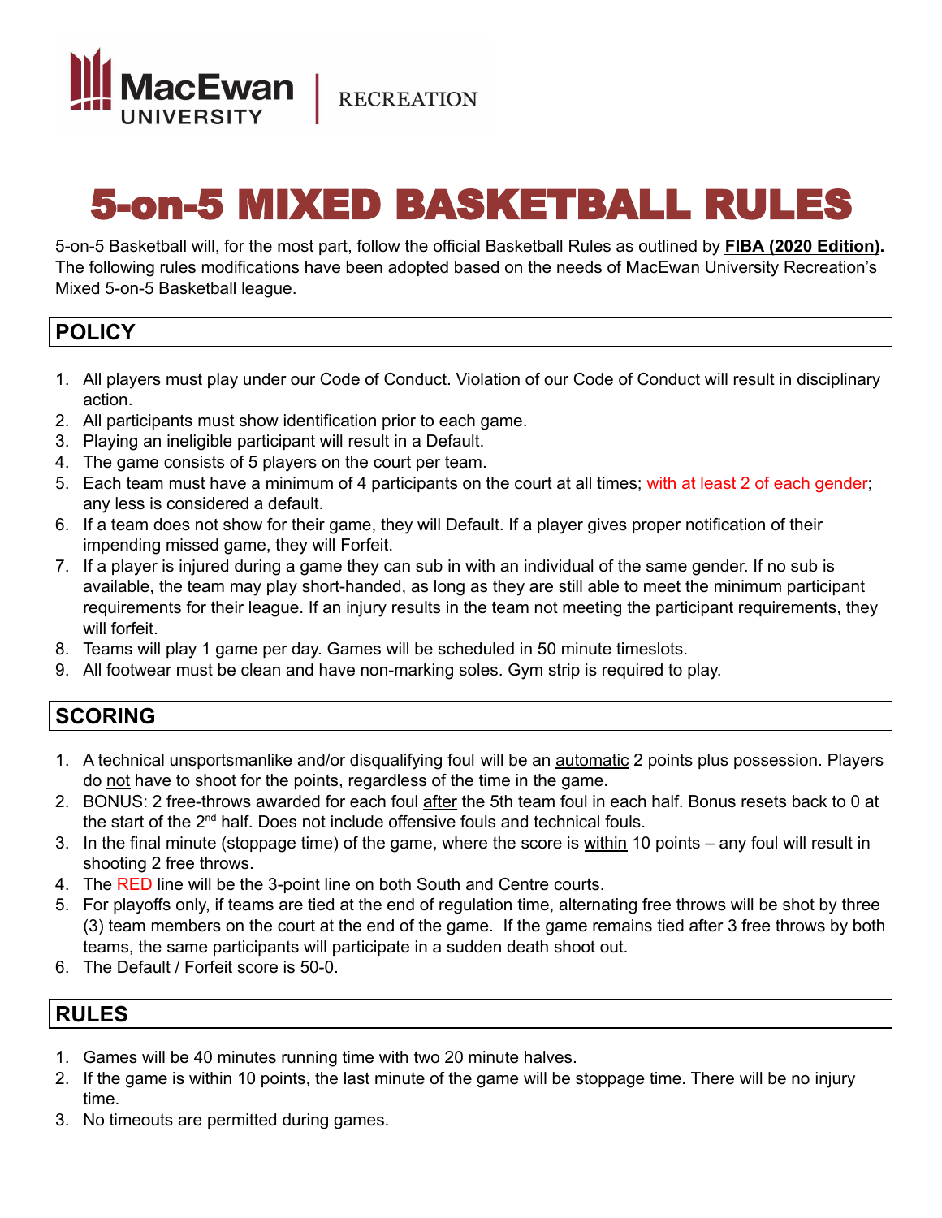MacEwan UNIVERSITY | RECREATION

# 5-on-5 MIXED BASKETBALL RULES

5-on-5 Basketball will, for the most part, follow the official Basketball Rules as outlined by **FIBA (2020 Edition).** The following rules modifications have been adopted based on the needs of MacEwan University Recreation's Mixed 5-on-5 Basketball league.

## POLICY

1. All players must play under our Code of Conduct. Violation of our Code of Conduct will result in disciplinary action.
2. All participants must show identification prior to each game.
3. Playing an ineligible participant will result in a Default.
4. The game consists of 5 players on the court per team.
5. Each team must have a minimum of 4 participants on the court at all times; with at least 2 of each gender; any less is considered a default.
6. If a team does not show for their game, they will Default. If a player gives proper notification of their impending missed game, they will Forfeit.
7. If a player is injured during a game they can sub in with an individual of the same gender. If no sub is available, the team may play short-handed, as long as they are still able to meet the minimum participant requirements for their league. If an injury results in the team not meeting the participant requirements, they will forfeit.
8. Teams will play 1 game per day. Games will be scheduled in 50 minute timeslots.
9. All footwear must be clean and have non-marking soles. Gym strip is required to play.

## SCORING

1. A technical unsportsmanlike and/or disqualifying foul will be an automatic 2 points plus possession. Players do not have to shoot for the points, regardless of the time in the game.
2. BONUS: 2 free-throws awarded for each foul after the 5th team foul in each half. Bonus resets back to 0 at the start of the 2nd half. Does not include offensive fouls and technical fouls.
3. In the final minute (stoppage time) of the game, where the score is within 10 points – any foul will result in shooting 2 free throws.
4. The RED line will be the 3-point line on both South and Centre courts.
5. For playoffs only, if teams are tied at the end of regulation time, alternating free throws will be shot by three (3) team members on the court at the end of the game. If the game remains tied after 3 free throws by both teams, the same participants will participate in a sudden death shoot out.
6. The Default / Forfeit score is 50-0.

## RULES

1. Games will be 40 minutes running time with two 20 minute halves.
2. If the game is within 10 points, the last minute of the game will be stoppage time. There will be no injury time.
3. No timeouts are permitted during games.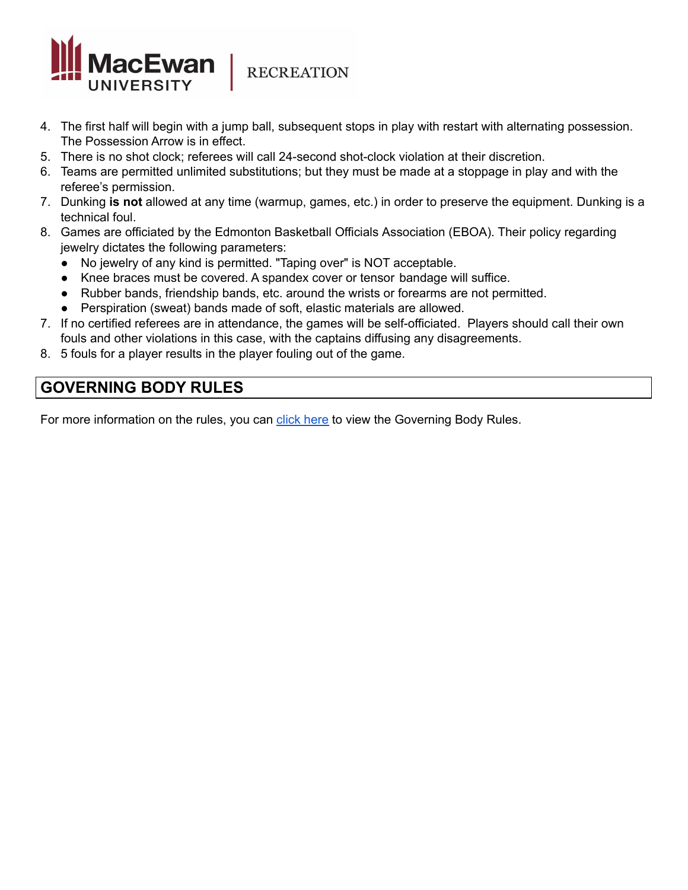4. The first half will begin with a jump ball, subsequent stops in play with restart with alternating possession. The Possession Arrow is in effect.
5. There is no shot clock; referees will call 24-second shot-clock violation at their discretion.
6. Teams are permitted unlimited substitutions; but they must be made at a stoppage in play and with the referee's permission.
7. Dunking **is not** allowed at any time (warmup, games, etc.) in order to preserve the equipment. Dunking is a technical foul.
8. Games are officiated by the Edmonton Basketball Officials Association (EBOA). Their policy regarding jewelry dictates the following parameters:
   - No jewelry of any kind is permitted. "Taping over" is NOT acceptable.
   - Knee braces must be covered. A spandex cover or tensor bandage will suffice.
   - Rubber bands, friendship bands, etc. around the wrists or forearms are not permitted.
   - Perspiration (sweat) bands made of soft, elastic materials are allowed.

7. If no certified referees are in attendance, the games will be self-officiated. Players should call their own fouls and other violations in this case, with the captains diffusing any disagreements.
8. 5 fouls for a player results in the player fouling out of the game.

## GOVERNING BODY RULES

For more information on the rules, you can click here to view the Governing Body Rules.